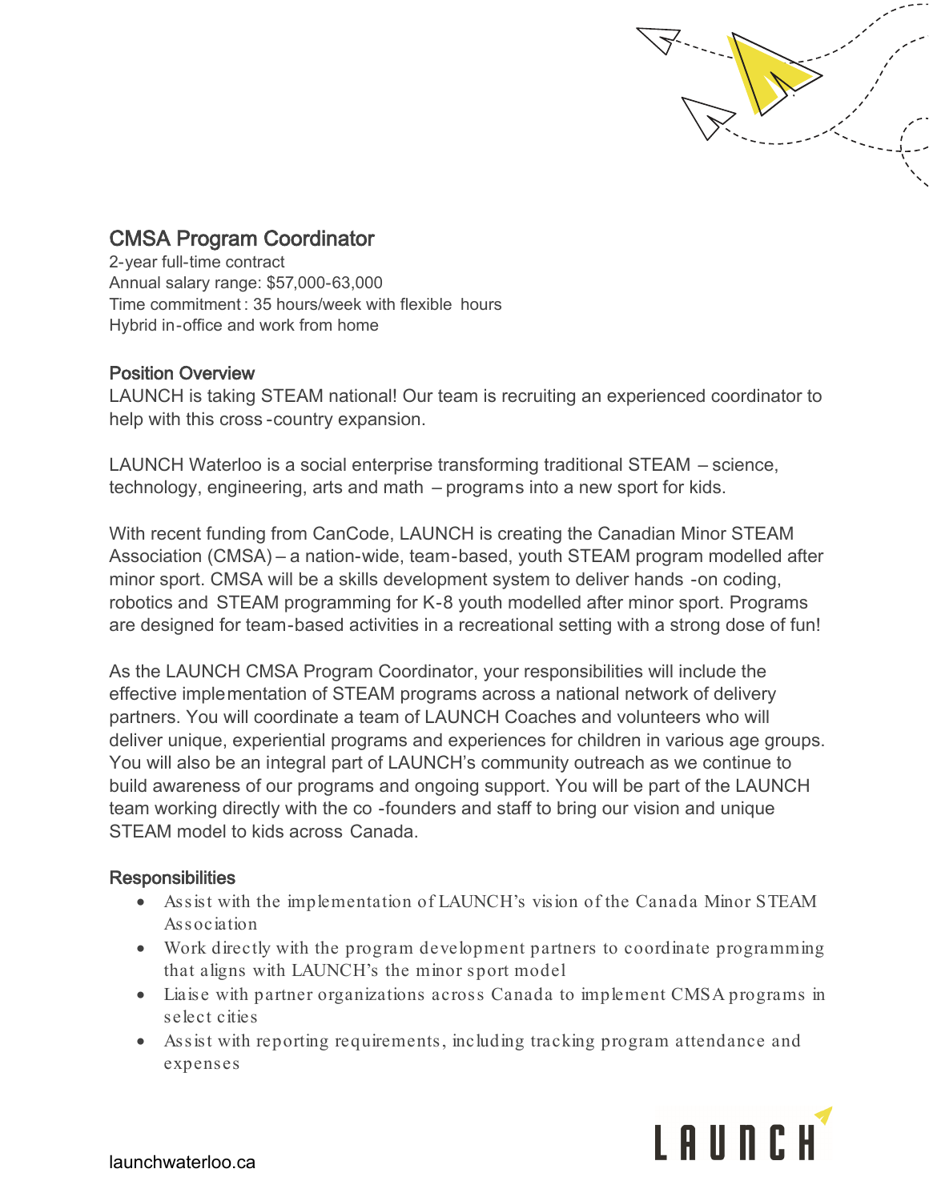# CMSA Program Coordinator

2-year full-time contract
Annual salary range: $57,000-63,000
Time commitment: 35 hours/week with flexible hours
Hybrid in-office and work from home

## Position Overview

LAUNCH is taking STEAM national! Our team is recruiting an experienced coordinator to help with this cross-country expansion.

LAUNCH Waterloo is a social enterprise transforming traditional STEAM – science, technology, engineering, arts and math – programs into a new sport for kids.

With recent funding from CanCode, LAUNCH is creating the Canadian Minor STEAM Association (CMSA) – a nation-wide, team-based, youth STEAM program modelled after minor sport. CMSA will be a skills development system to deliver hands-on coding, robotics and STEAM programming for K-8 youth modelled after minor sport. Programs are designed for team-based activities in a recreational setting with a strong dose of fun!

As the LAUNCH CMSA Program Coordinator, your responsibilities will include the effective implementation of STEAM programs across a national network of delivery partners. You will coordinate a team of LAUNCH Coaches and volunteers who will deliver unique, experiential programs and experiences for children in various age groups. You will also be an integral part of LAUNCH's community outreach as we continue to build awareness of our programs and ongoing support. You will be part of the LAUNCH team working directly with the co-founders and staff to bring our vision and unique STEAM model to kids across Canada.

## Responsibilities

- Assist with the implementation of LAUNCH's vision of the Canada Minor STEAM Association
- Work directly with the program development partners to coordinate programming that aligns with LAUNCH's the minor sport model
- Liaise with partner organizations across Canada to implement CMSA programs in select cities
- Assist with reporting requirements, including tracking program attendance and expenses

launchwaterloo.ca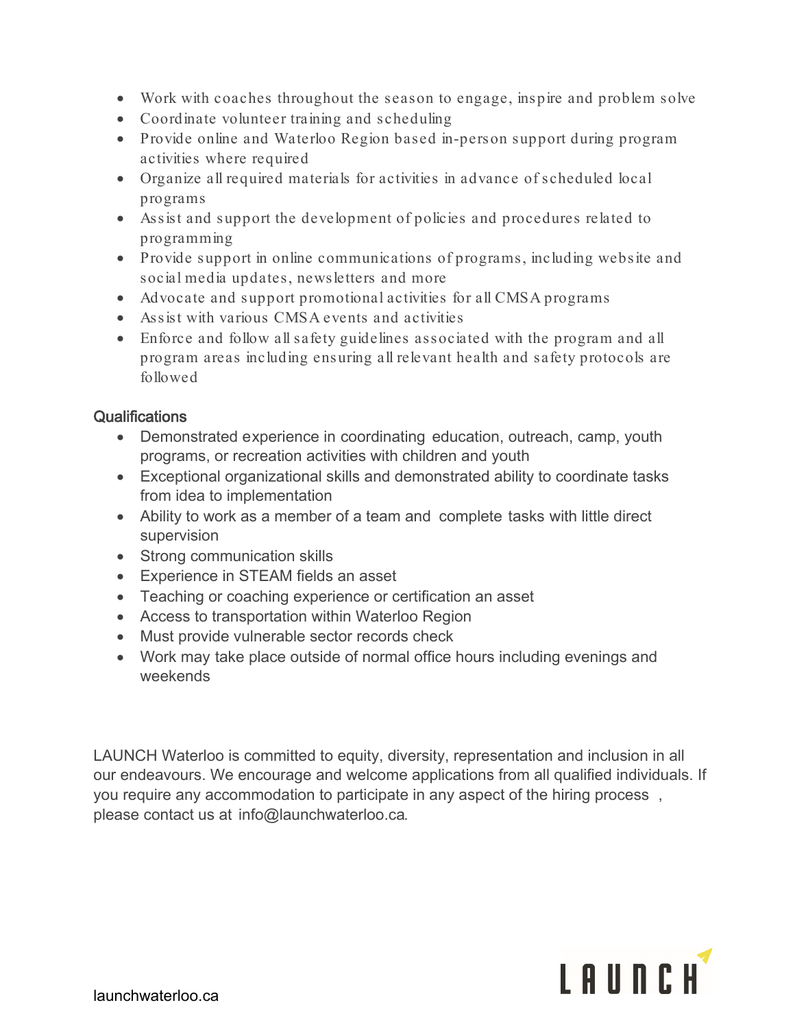- Work with coaches throughout the season to engage, inspire and problem solve
- Coordinate volunteer training and scheduling
- Provide online and Waterloo Region based in-person support during program activities where required
- Organize all required materials for activities in advance of scheduled local programs
- Assist and support the development of policies and procedures related to programming
- Provide support in online communications of programs, including website and social media updates, newsletters and more
- Advocate and support promotional activities for all CMSA programs
- Assist with various CMSA events and activities
- Enforce and follow all safety guidelines associated with the program and all program areas including ensuring all relevant health and safety protocols are followed

### Qualifications

- Demonstrated experience in coordinating education, outreach, camp, youth programs, or recreation activities with children and youth
- Exceptional organizational skills and demonstrated ability to coordinate tasks from idea to implementation
- Ability to work as a member of a team and complete tasks with little direct supervision
- Strong communication skills
- Experience in STEAM fields an asset
- Teaching or coaching experience or certification an asset
- Access to transportation within Waterloo Region
- Must provide vulnerable sector records check
- Work may take place outside of normal office hours including evenings and weekends

LAUNCH Waterloo is committed to equity, diversity, representation and inclusion in all our endeavours. We encourage and welcome applications from all qualified individuals. If you require any accommodation to participate in any aspect of the hiring process, please contact us at info@launchwaterloo.ca.

launchwaterloo.ca

LAUNCH